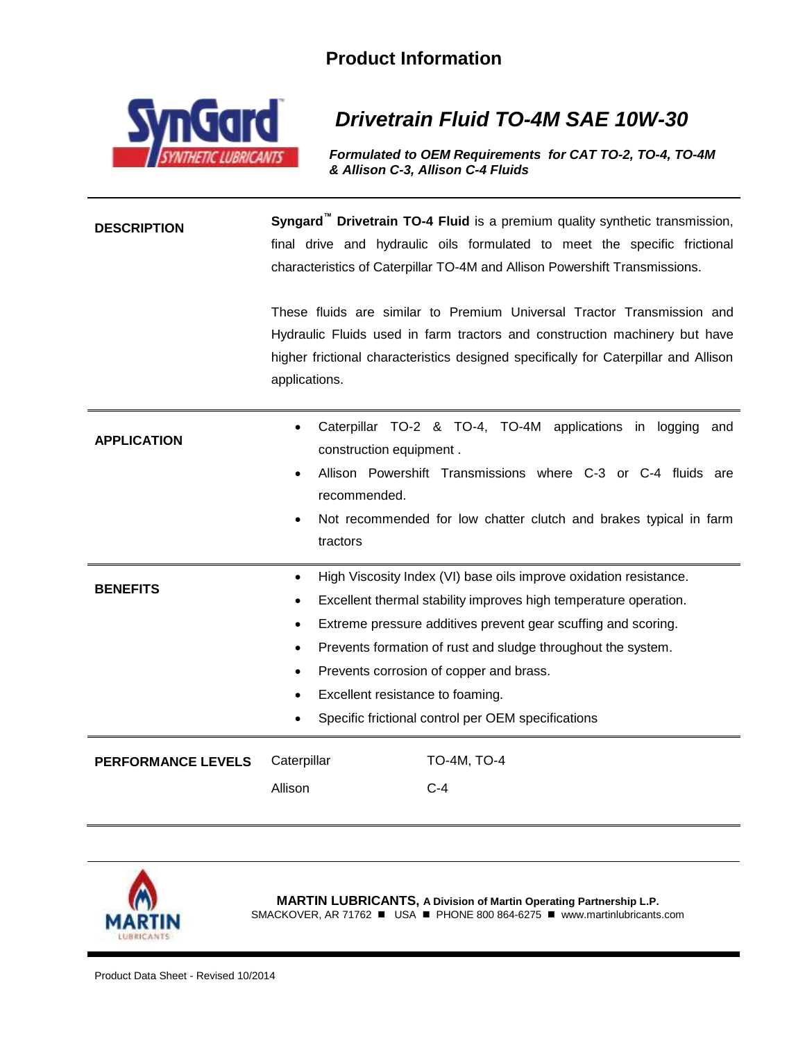# Product Information

## Drivetrain Fluid TO-4M SAE 10W-30

***Formulated to OEM Requirements for CAT TO-2, TO-4, TO-4M & Allison C-3, Allison C-4 Fluids***

---

**DESCRIPTION**

**Syngard™ Drivetrain TO-4 Fluid** is a premium quality synthetic transmission, final drive and hydraulic oils formulated to meet the specific frictional characteristics of Caterpillar TO-4M and Allison Powershift Transmissions.

These fluids are similar to Premium Universal Tractor Transmission and Hydraulic Fluids used in farm tractors and construction machinery but have higher frictional characteristics designed specifically for Caterpillar and Allison applications.

---

**APPLICATION**

- Caterpillar TO-2 & TO-4, TO-4M applications in logging and construction equipment .
- Allison Powershift Transmissions where C-3 or C-4 fluids are recommended.
- Not recommended for low chatter clutch and brakes typical in farm tractors

---

**BENEFITS**

- High Viscosity Index (VI) base oils improve oxidation resistance.
- Excellent thermal stability improves high temperature operation.
- Extreme pressure additives prevent gear scuffing and scoring.
- Prevents formation of rust and sludge throughout the system.
- Prevents corrosion of copper and brass.
- Excellent resistance to foaming.
- Specific frictional control per OEM specifications

---

**PERFORMANCE LEVELS**

| | |
|---|---|
| Caterpillar | TO-4M, TO-4 |
| Allison | C-4 |

---

**MARTIN LUBRICANTS, A Division of Martin Operating Partnership L.P.**
SMACKOVER, AR 71762 ■ USA ■ PHONE 800 864-6275 ■ www.martinlubricants.com

Product Data Sheet - Revised 10/2014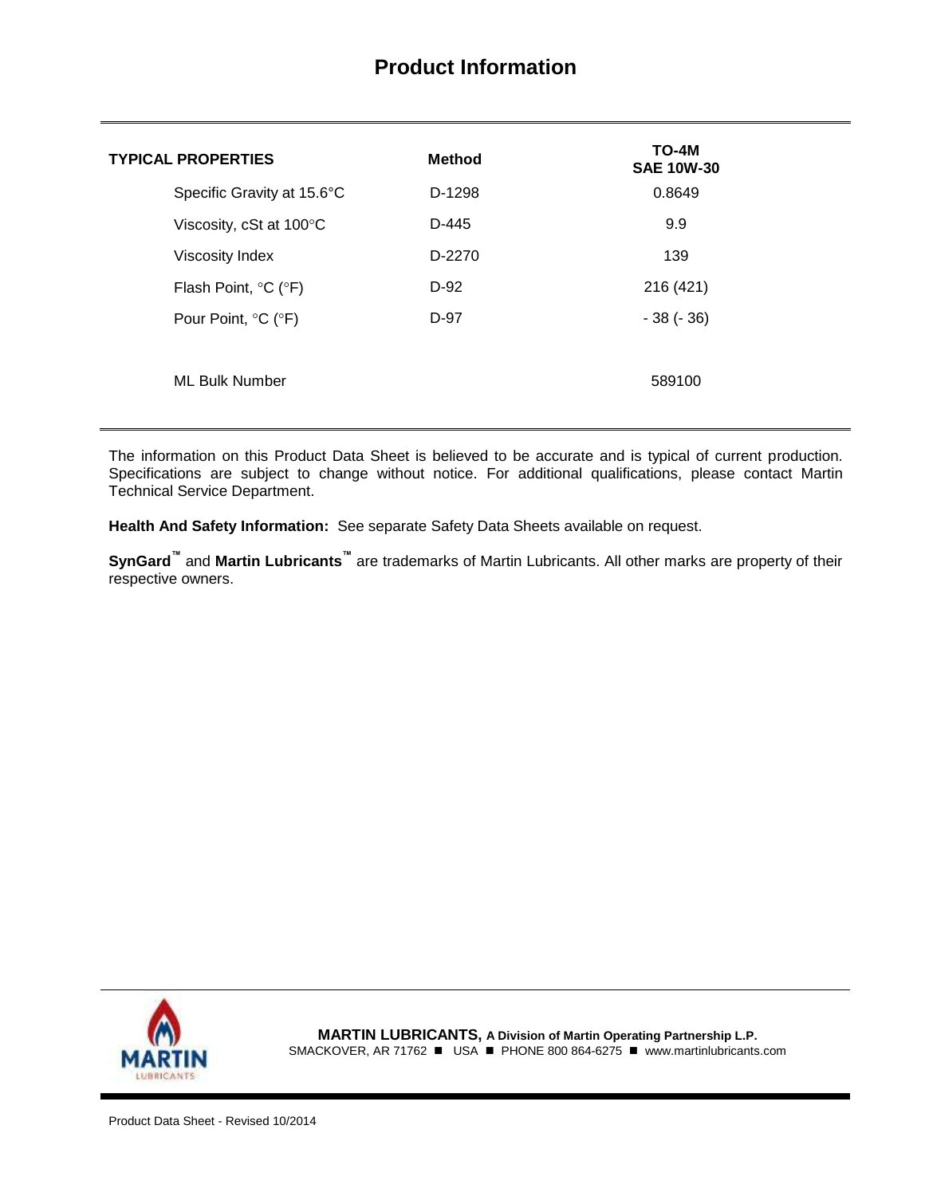# Product Information

| TYPICAL PROPERTIES | Method | TO-4M SAE 10W-30 |
| --- | --- | --- |
| Specific Gravity at 15.6°C | D-1298 | 0.8649 |
| Viscosity, cSt at 100°C | D-445 | 9.9 |
| Viscosity Index | D-2270 | 139 |
| Flash Point, °C (°F) | D-92 | 216 (421) |
| Pour Point, °C (°F) | D-97 | - 38 (- 36) |
| ML Bulk Number | | 589100 |

The information on this Product Data Sheet is believed to be accurate and is typical of current production. Specifications are subject to change without notice. For additional qualifications, please contact Martin Technical Service Department.

**Health And Safety Information:** See separate Safety Data Sheets available on request.

**SynGard™** and **Martin Lubricants™** are trademarks of Martin Lubricants. All other marks are property of their respective owners.

**MARTIN LUBRICANTS, A Division of Martin Operating Partnership L.P.**
SMACKOVER, AR 71762 ■ USA ■ PHONE 800 864-6275 ■ www.martinlubricants.com

Product Data Sheet - Revised 10/2014